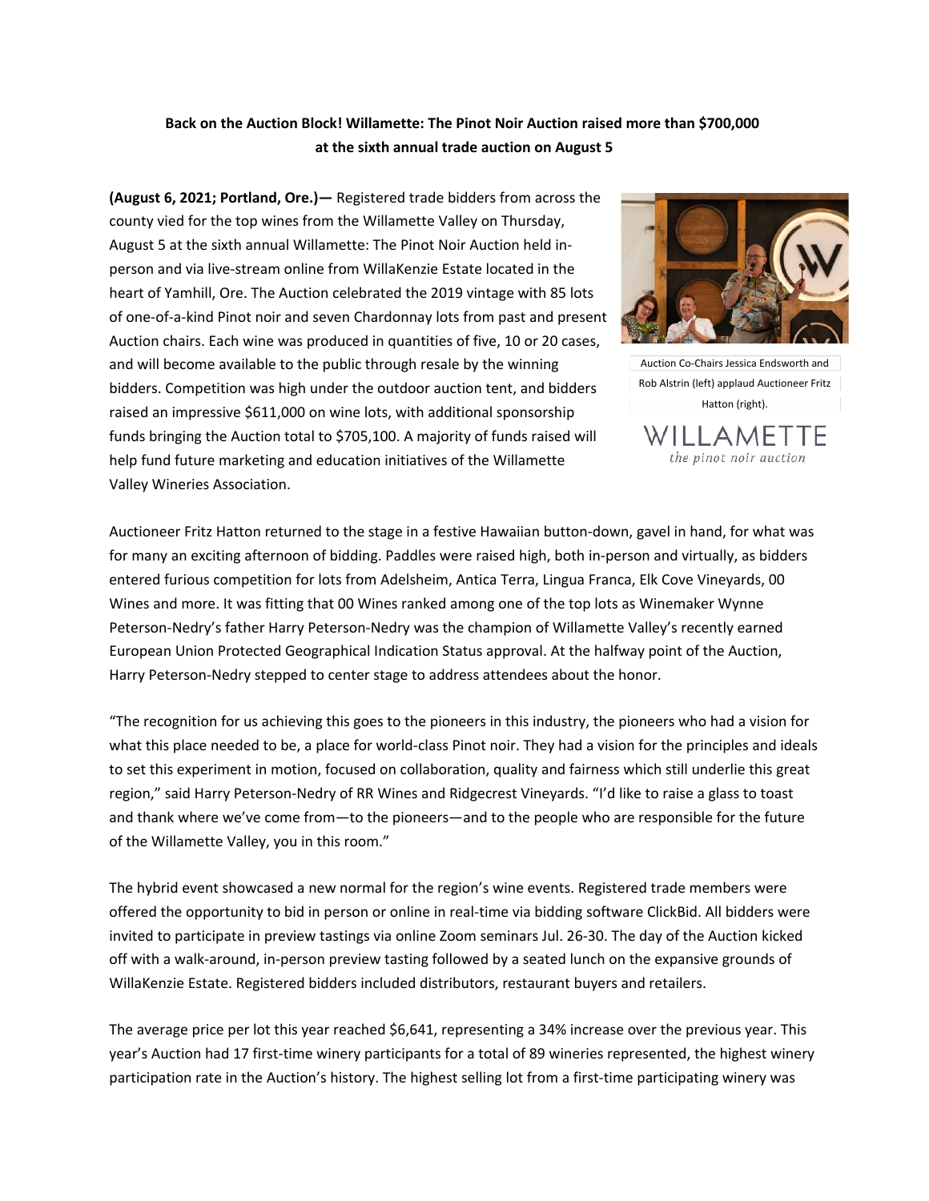**Back on the Auction Block! Willamette: The Pinot Noir Auction raised more than $700,000 at the sixth annual trade auction on August 5**

**(August 6, 2021; Portland, Ore.)—** Registered trade bidders from across the county vied for the top wines from the Willamette Valley on Thursday, August 5 at the sixth annual Willamette: The Pinot Noir Auction held in-person and via live-stream online from WillaKenzie Estate located in the heart of Yamhill, Ore. The Auction celebrated the 2019 vintage with 85 lots of one-of-a-kind Pinot noir and seven Chardonnay lots from past and present Auction chairs. Each wine was produced in quantities of five, 10 or 20 cases, and will become available to the public through resale by the winning bidders. Competition was high under the outdoor auction tent, and bidders raised an impressive $611,000 on wine lots, with additional sponsorship funds bringing the Auction total to $705,100. A majority of funds raised will help fund future marketing and education initiatives of the Willamette Valley Wineries Association.

Auction Co-Chairs Jessica Endsworth and Rob Alstrin (left) applaud Auctioneer Fritz Hatton (right).

WILLAMETTE
*the pinot noir auction*

Auctioneer Fritz Hatton returned to the stage in a festive Hawaiian button-down, gavel in hand, for what was for many an exciting afternoon of bidding. Paddles were raised high, both in-person and virtually, as bidders entered furious competition for lots from Adelsheim, Antica Terra, Lingua Franca, Elk Cove Vineyards, 00 Wines and more. It was fitting that 00 Wines ranked among one of the top lots as Winemaker Wynne Peterson-Nedry's father Harry Peterson-Nedry was the champion of Willamette Valley's recently earned European Union Protected Geographical Indication Status approval. At the halfway point of the Auction, Harry Peterson-Nedry stepped to center stage to address attendees about the honor.

"The recognition for us achieving this goes to the pioneers in this industry, the pioneers who had a vision for what this place needed to be, a place for world-class Pinot noir. They had a vision for the principles and ideals to set this experiment in motion, focused on collaboration, quality and fairness which still underlie this great region," said Harry Peterson-Nedry of RR Wines and Ridgecrest Vineyards. "I'd like to raise a glass to toast and thank where we've come from—to the pioneers—and to the people who are responsible for the future of the Willamette Valley, you in this room."

The hybrid event showcased a new normal for the region's wine events. Registered trade members were offered the opportunity to bid in person or online in real-time via bidding software ClickBid. All bidders were invited to participate in preview tastings via online Zoom seminars Jul. 26-30. The day of the Auction kicked off with a walk-around, in-person preview tasting followed by a seated lunch on the expansive grounds of WillaKenzie Estate. Registered bidders included distributors, restaurant buyers and retailers.

The average price per lot this year reached $6,641, representing a 34% increase over the previous year. This year's Auction had 17 first-time winery participants for a total of 89 wineries represented, the highest winery participation rate in the Auction's history. The highest selling lot from a first-time participating winery was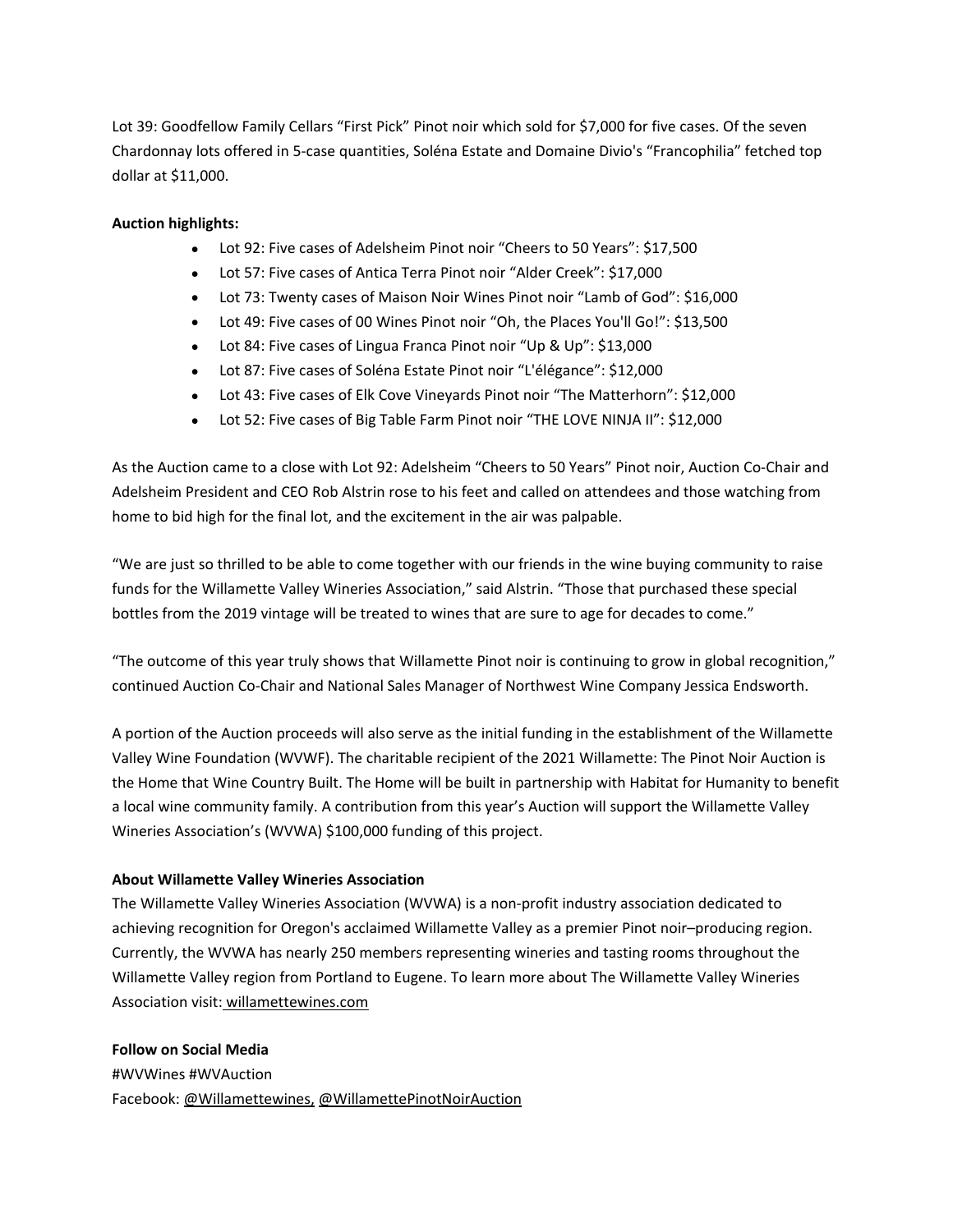Lot 39: Goodfellow Family Cellars "First Pick" Pinot noir which sold for $7,000 for five cases. Of the seven Chardonnay lots offered in 5-case quantities, Soléna Estate and Domaine Divio's "Francophilia" fetched top dollar at $11,000.

**Auction highlights:**

- Lot 92: Five cases of Adelsheim Pinot noir "Cheers to 50 Years": $17,500
- Lot 57: Five cases of Antica Terra Pinot noir "Alder Creek": $17,000
- Lot 73: Twenty cases of Maison Noir Wines Pinot noir "Lamb of God": $16,000
- Lot 49: Five cases of 00 Wines Pinot noir "Oh, the Places You'll Go!": $13,500
- Lot 84: Five cases of Lingua Franca Pinot noir "Up & Up": $13,000
- Lot 87: Five cases of Soléna Estate Pinot noir "L'élégance": $12,000
- Lot 43: Five cases of Elk Cove Vineyards Pinot noir "The Matterhorn": $12,000
- Lot 52: Five cases of Big Table Farm Pinot noir "THE LOVE NINJA II": $12,000

As the Auction came to a close with Lot 92: Adelsheim "Cheers to 50 Years" Pinot noir, Auction Co-Chair and Adelsheim President and CEO Rob Alstrin rose to his feet and called on attendees and those watching from home to bid high for the final lot, and the excitement in the air was palpable.

"We are just so thrilled to be able to come together with our friends in the wine buying community to raise funds for the Willamette Valley Wineries Association," said Alstrin. "Those that purchased these special bottles from the 2019 vintage will be treated to wines that are sure to age for decades to come."

"The outcome of this year truly shows that Willamette Pinot noir is continuing to grow in global recognition," continued Auction Co-Chair and National Sales Manager of Northwest Wine Company Jessica Endsworth.

A portion of the Auction proceeds will also serve as the initial funding in the establishment of the Willamette Valley Wine Foundation (WVWF). The charitable recipient of the 2021 Willamette: The Pinot Noir Auction is the Home that Wine Country Built. The Home will be built in partnership with Habitat for Humanity to benefit a local wine community family. A contribution from this year's Auction will support the Willamette Valley Wineries Association's (WVWA) $100,000 funding of this project.

**About Willamette Valley Wineries Association**

The Willamette Valley Wineries Association (WVWA) is a non-profit industry association dedicated to achieving recognition for Oregon's acclaimed Willamette Valley as a premier Pinot noir–producing region. Currently, the WVWA has nearly 250 members representing wineries and tasting rooms throughout the Willamette Valley region from Portland to Eugene. To learn more about The Willamette Valley Wineries Association visit: willamettewines.com

**Follow on Social Media**

#WVWines #WVAuction

Facebook: @Willamettewines, @WillamettePinotNoirAuction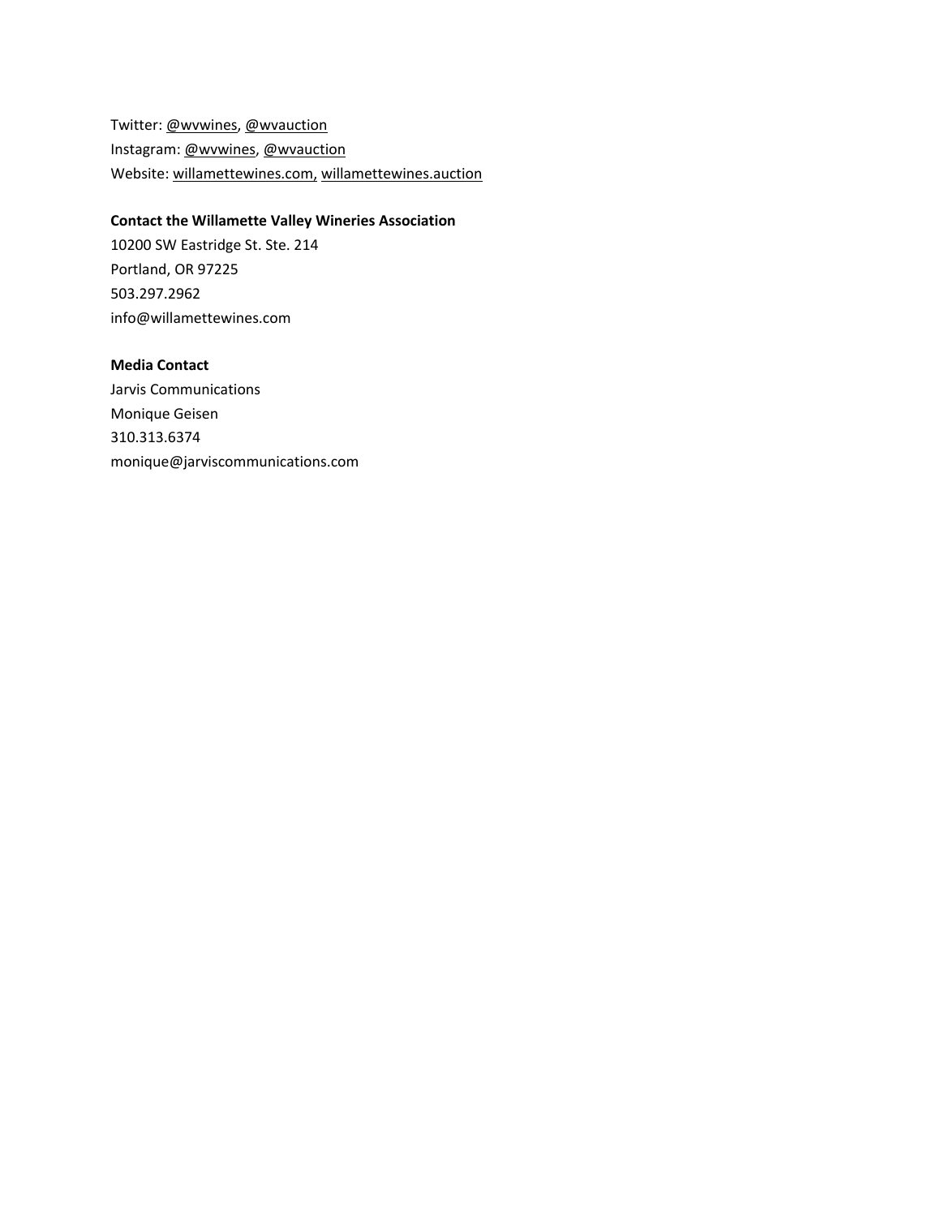Twitter: @wvwines, @wvauction
Instagram: @wvwines, @wvauction
Website: willamettewines.com, willamettewines.auction

**Contact the Willamette Valley Wineries Association**
10200 SW Eastridge St. Ste. 214
Portland, OR 97225
503.297.2962
info@willamettewines.com

**Media Contact**
Jarvis Communications
Monique Geisen
310.313.6374
monique@jarviscommunications.com